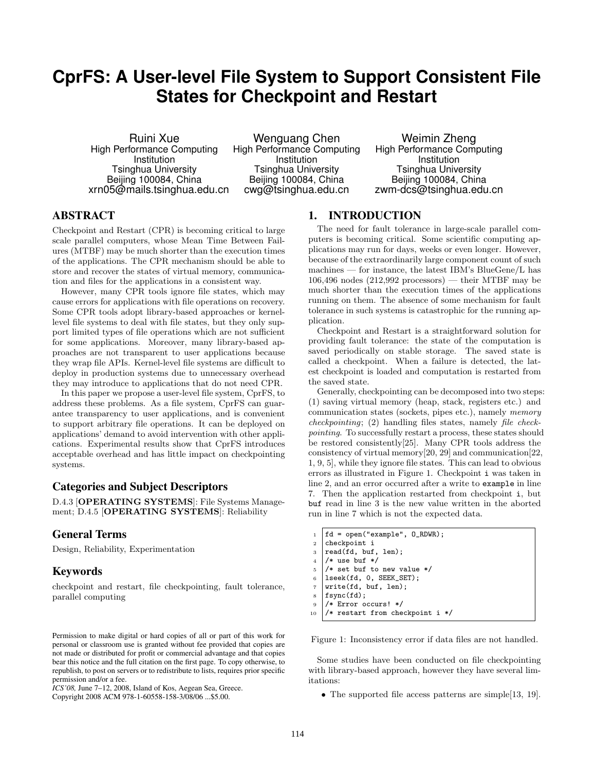# CprFS: A User-level File System to Support Consistent File States for Checkpoint and Restart

Ruini Xue
High Performance Computing Institution
Tsinghua University
Beijing 100084, China
xrn05@mails.tsinghua.edu.cn

Wenguang Chen
High Performance Computing Institution
Tsinghua University
Beijing 100084, China
cwg@tsinghua.edu.cn

Weimin Zheng
High Performance Computing Institution
Tsinghua University
Beijing 100084, China
zwm-dcs@tsinghua.edu.cn

## ABSTRACT

Checkpoint and Restart (CPR) is becoming critical to large scale parallel computers, whose Mean Time Between Failures (MTBF) may be much shorter than the execution times of the applications. The CPR mechanism should be able to store and recover the states of virtual memory, communication and files for the applications in a consistent way.

However, many CPR tools ignore file states, which may cause errors for applications with file operations on recovery. Some CPR tools adopt library-based approaches or kernel-level file systems to deal with file states, but they only support limited types of file operations which are not sufficient for some applications. Moreover, many library-based approaches are not transparent to user applications because they wrap file APIs. Kernel-level file systems are difficult to deploy in production systems due to unnecessary overhead they may introduce to applications that do not need CPR.

In this paper we propose a user-level file system, CprFS, to address these problems. As a file system, CprFS can guarantee transparency to user applications, and is convenient to support arbitrary file operations. It can be deployed on applications' demand to avoid intervention with other applications. Experimental results show that CprFS introduces acceptable overhead and has little impact on checkpointing systems.

### Categories and Subject Descriptors

D.4.3 [**OPERATING SYSTEMS**]: File Systems Management; D.4.5 [**OPERATING SYSTEMS**]: Reliability

### General Terms

Design, Reliability, Experimentation

### Keywords

checkpoint and restart, file checkpointing, fault tolerance, parallel computing

Permission to make digital or hard copies of all or part of this work for personal or classroom use is granted without fee provided that copies are not made or distributed for profit or commercial advantage and that copies bear this notice and the full citation on the first page. To copy otherwise, to republish, to post on servers or to redistribute to lists, requires prior specific permission and/or a fee.
*ICS'08,* June 7–12, 2008, Island of Kos, Aegean Sea, Greece.
Copyright 2008 ACM 978-1-60558-158-3/08/06 ...$5.00.

## 1. INTRODUCTION

The need for fault tolerance in large-scale parallel computers is becoming critical. Some scientific computing applications may run for days, weeks or even longer. However, because of the extraordinarily large component count of such machines — for instance, the latest IBM's BlueGene/L has 106,496 nodes (212,992 processors) — their MTBF may be much shorter than the execution times of the applications running on them. The absence of some mechanism for fault tolerance in such systems is catastrophic for the running application.

Checkpoint and Restart is a straightforward solution for providing fault tolerance: the state of the computation is saved periodically on stable storage. The saved state is called a checkpoint. When a failure is detected, the latest checkpoint is loaded and computation is restarted from the saved state.

Generally, checkpointing can be decomposed into two steps: (1) saving virtual memory (heap, stack, registers etc.) and communication states (sockets, pipes etc.), namely *memory checkpointing*; (2) handling files states, namely *file checkpointing*. To successfully restart a process, these states should be restored consistently[25]. Many CPR tools address the consistency of virtual memory[20, 29] and communication[22, 1, 9, 5], while they ignore file states. This can lead to obvious errors as illustrated in Figure 1. Checkpoint `i` was taken in line 2, and an error occurred after a write to `example` in line 7. Then the application restarted from checkpoint `i`, but `buf` read in line 3 is the new value written in the aborted run in line 7 which is not the expected data.

```
1  fd = open("example", O_RDWR);
2  checkpoint i
3  read(fd, buf, len);
4  /* use buf */
5  /* set buf to new value */
6  lseek(fd, 0, SEEK_SET);
7  write(fd, buf, len);
8  fsync(fd);
9  /* Error occurs! */
10 /* restart from checkpoint i */
```

Figure 1: Inconsistency error if data files are not handled.

Some studies have been conducted on file checkpointing with library-based approach, however they have several limitations:

- The supported file access patterns are simple[13, 19].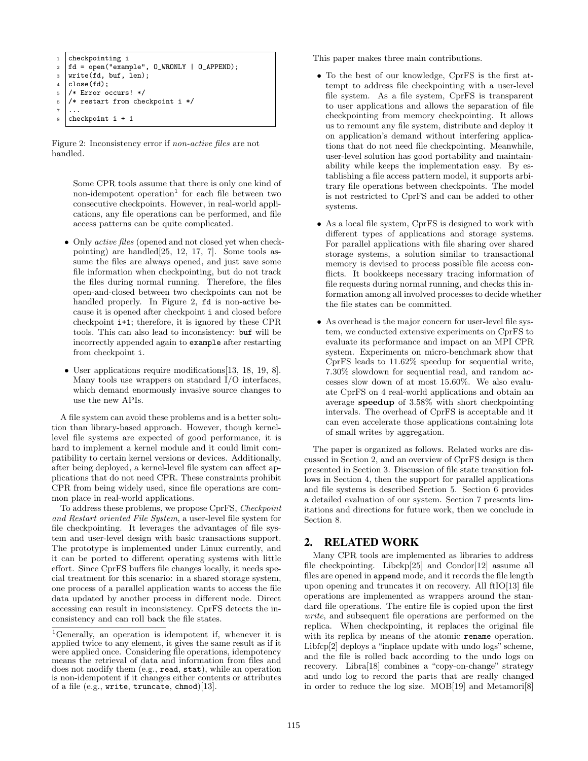```
checkpointing i
fd = open("example", O_WRONLY | O_APPEND);
write(fd, buf, len);
close(fd);
/* Error occurs! */
/* restart from checkpoint i */
...
checkpoint i + 1
```

Figure 2: Inconsistency error if *non-active files* are not handled.

> Some CPR tools assume that there is only one kind of non-idempotent operation[1] for each file between two consecutive checkpoints. However, in real-world applications, any file operations can be performed, and file access patterns can be quite complicated.

- Only *active files* (opened and not closed yet when checkpointing) are handled[25, 12, 17, 7]. Some tools assume the files are always opened, and just save some file information when checkpointing, but do not track the files during normal running. Therefore, the files open-and-closed between two checkpoints can not be handled properly. In Figure 2, `fd` is non-active because it is opened after checkpoint `i` and closed before checkpoint `i+1`; therefore, it is ignored by these CPR tools. This can also lead to inconsistency: `buf` will be incorrectly appended again to `example` after restarting from checkpoint `i`.
- User applications require modifications[13, 18, 19, 8]. Many tools use wrappers on standard I/O interfaces, which demand enormously invasive source changes to use the new APIs.

A file system can avoid these problems and is a better solution than library-based approach. However, though kernel-level file systems are expected of good performance, it is hard to implement a kernel module and it could limit compatibility to certain kernel versions or devices. Additionally, after being deployed, a kernel-level file system can affect applications that do not need CPR. These constraints prohibit CPR from being widely used, since file operations are common place in real-world applications.

To address these problems, we propose CprFS, *Checkpoint and Restart oriented File System*, a user-level file system for file checkpointing. It leverages the advantages of file system and user-level design with basic transactions support. The prototype is implemented under Linux currently, and it can be ported to different operating systems with little effort. Since CprFS buffers file changes locally, it needs special treatment for this scenario: in a shared storage system, one process of a parallel application wants to access the file data updated by another process in different node. Direct accessing can result in inconsistency. CprFS detects the inconsistency and can roll back the file states.

[1]Generally, an operation is idempotent if, whenever it is applied twice to any element, it gives the same result as if it were applied once. Considering file operations, idempotency means the retrieval of data and information from files and does not modify them (e.g., `read`, `stat`), while an operation is non-idempotent if it changes either contents or attributes of a file (e.g., `write`, `truncate`, `chmod`)[13].

This paper makes three main contributions.

- To the best of our knowledge, CprFS is the first attempt to address file checkpointing with a user-level file system. As a file system, CprFS is transparent to user applications and allows the separation of file checkpointing from memory checkpointing. It allows us to remount any file system, distribute and deploy it on application's demand without interfering applications that do not need file checkpointing. Meanwhile, user-level solution has good portability and maintainability while keeps the implementation easy. By establishing a file access pattern model, it supports arbitrary file operations between checkpoints. The model is not restricted to CprFS and can be added to other systems.
- As a local file system, CprFS is designed to work with different types of applications and storage systems. For parallel applications with file sharing over shared storage systems, a solution similar to transactional memory is devised to process possible file access conflicts. It bookkeeps necessary tracing information of file requests during normal running, and checks this information among all involved processes to decide whether the file states can be committed.
- As overhead is the major concern for user-level file system, we conducted extensive experiments on CprFS to evaluate its performance and impact on an MPI CPR system. Experiments on micro-benchmark show that CprFS leads to 11.62% speedup for sequential write, 7.30% slowdown for sequential read, and random accesses slow down of at most 15.60%. We also evaluate CprFS on 4 real-world applications and obtain an average **speedup** of 3.58% with short checkpointing intervals. The overhead of CprFS is acceptable and it can even accelerate those applications containing lots of small writes by aggregation.

The paper is organized as follows. Related works are discussed in Section 2, and an overview of CprFS design is then presented in Section 3. Discussion of file state transition follows in Section 4, then the support for parallel applications and file systems is described Section 5. Section 6 provides a detailed evaluation of our system. Section 7 presents limitations and directions for future work, then we conclude in Section 8.

## 2. RELATED WORK

Many CPR tools are implemented as libraries to address file checkpointing. Libckp[25] and Condor[12] assume all files are opened in `append` mode, and it records the file length upon opening and truncates it on recovery. All ftIO[13] file operations are implemented as wrappers around the standard file operations. The entire file is copied upon the first *write*, and subsequent file operations are performed on the replica. When checkpointing, it replaces the original file with its replica by means of the atomic `rename` operation. Libfcp[2] deploys a "inplace update with undo logs" scheme, and the file is rolled back according to the undo logs on recovery. Libra[18] combines a "copy-on-change" strategy and undo log to record the parts that are really changed in order to reduce the log size. MOB[19] and Metamori[8]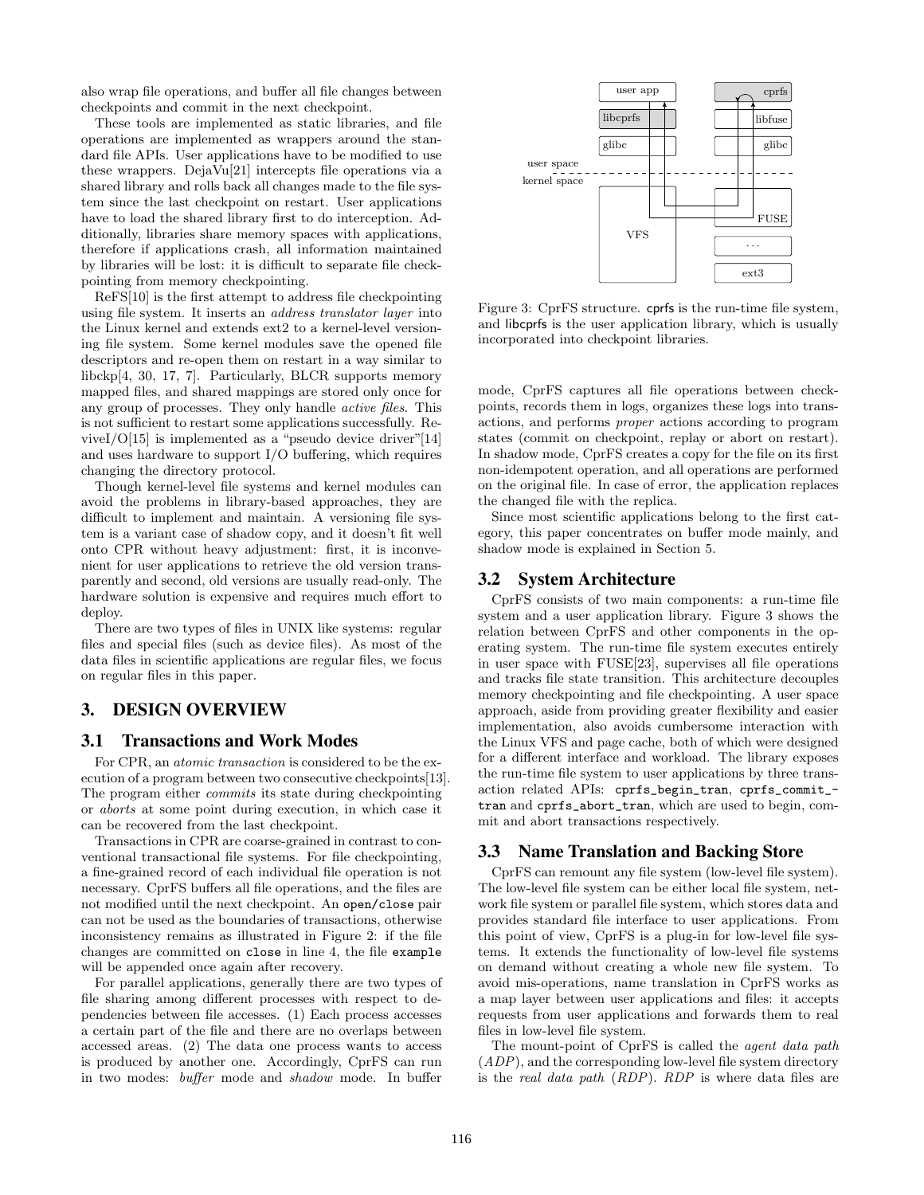also wrap file operations, and buffer all file changes between checkpoints and commit in the next checkpoint.

These tools are implemented as static libraries, and file operations are implemented as wrappers around the standard file APIs. User applications have to be modified to use these wrappers. DejaVu[21] intercepts file operations via a shared library and rolls back all changes made to the file system since the last checkpoint on restart. User applications have to load the shared library first to do interception. Additionally, libraries share memory spaces with applications, therefore if applications crash, all information maintained by libraries will be lost: it is difficult to separate file checkpointing from memory checkpointing.

ReFS[10] is the first attempt to address file checkpointing using file system. It inserts an *address translator layer* into the Linux kernel and extends ext2 to a kernel-level versioning file system. Some kernel modules save the opened file descriptors and re-open them on restart in a way similar to libckp[4, 30, 17, 7]. Particularly, BLCR supports memory mapped files, and shared mappings are stored only once for any group of processes. They only handle *active files*. This is not sufficient to restart some applications successfully. ReviveI/O[15] is implemented as a "pseudo device driver"[14] and uses hardware to support I/O buffering, which requires changing the directory protocol.

Though kernel-level file systems and kernel modules can avoid the problems in library-based approaches, they are difficult to implement and maintain. A versioning file system is a variant case of shadow copy, and it doesn't fit well onto CPR without heavy adjustment: first, it is inconvenient for user applications to retrieve the old version transparently and second, old versions are usually read-only. The hardware solution is expensive and requires much effort to deploy.

There are two types of files in UNIX like systems: regular files and special files (such as device files). As most of the data files in scientific applications are regular files, we focus on regular files in this paper.

## 3. DESIGN OVERVIEW

### 3.1 Transactions and Work Modes

For CPR, an *atomic transaction* is considered to be the execution of a program between two consecutive checkpoints[13]. The program either *commits* its state during checkpointing or *aborts* at some point during execution, in which case it can be recovered from the last checkpoint.

Transactions in CPR are coarse-grained in contrast to conventional transactional file systems. For file checkpointing, a fine-grained record of each individual file operation is not necessary. CprFS buffers all file operations, and the files are not modified until the next checkpoint. An `open/close` pair can not be used as the boundaries of transactions, otherwise inconsistency remains as illustrated in Figure 2: if the file changes are committed on `close` in line 4, the file `example` will be appended once again after recovery.

For parallel applications, generally there are two types of file sharing among different processes with respect to dependencies between file accesses. (1) Each process accesses a certain part of the file and there are no overlaps between accessed areas. (2) The data one process wants to access is produced by another one. Accordingly, CprFS can run in two modes: *buffer* mode and *shadow* mode. In buffer mode, CprFS captures all file operations between checkpoints, records them in logs, organizes these logs into transactions, and performs *proper* actions according to program states (commit on checkpoint, replay or abort on restart). In shadow mode, CprFS creates a copy for the file on its first non-idempotent operation, and all operations are performed on the original file. In case of error, the application replaces the changed file with the replica.

Since most scientific applications belong to the first category, this paper concentrates on buffer mode mainly, and shadow mode is explained in Section 5.

Figure 3: CprFS structure. cprfs is the run-time file system, and libcprfs is the user application library, which is usually incorporated into checkpoint libraries.

### 3.2 System Architecture

CprFS consists of two main components: a run-time file system and a user application library. Figure 3 shows the relation between CprFS and other components in the operating system. The run-time file system executes entirely in user space with FUSE[23], supervises all file operations and tracks file state transition. This architecture decouples memory checkpointing and file checkpointing. A user space approach, aside from providing greater flexibility and easier implementation, also avoids cumbersome interaction with the Linux VFS and page cache, both of which were designed for a different interface and workload. The library exposes the run-time file system to user applications by three transaction related APIs: `cprfs_begin_tran`, `cprfs_commit_tran` and `cprfs_abort_tran`, which are used to begin, commit and abort transactions respectively.

### 3.3 Name Translation and Backing Store

CprFS can remount any file system (low-level file system). The low-level file system can be either local file system, network file system or parallel file system, which stores data and provides standard file interface to user applications. From this point of view, CprFS is a plug-in for low-level file systems. It extends the functionality of low-level file systems on demand without creating a whole new file system. To avoid mis-operations, name translation in CprFS works as a map layer between user applications and files: it accepts requests from user applications and forwards them to real files in low-level file system.

The mount-point of CprFS is called the *agent data path* (*ADP*), and the corresponding low-level file system directory is the *real data path* (*RDP*). *RDP* is where data files are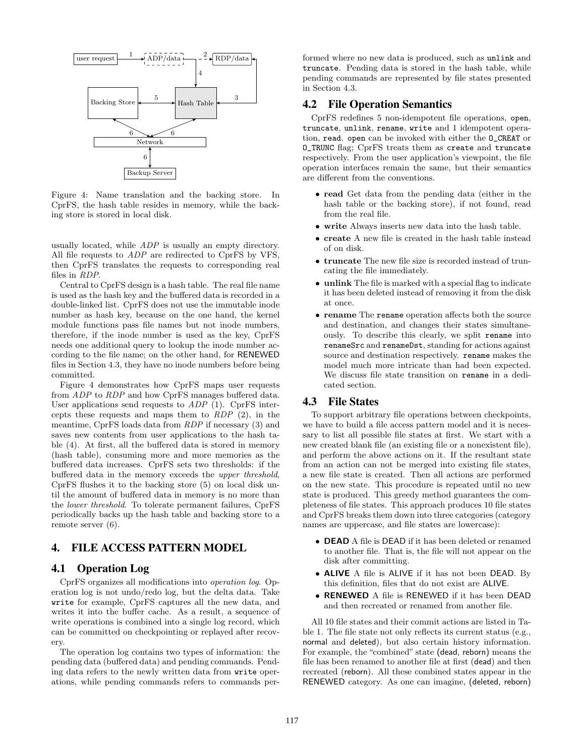user request
1
ADP/data
2
RDP/data
4
Backing Store
5
Hash Table
3
6
6
Network
6
Backup Server

Figure 4: Name translation and the backing store. In CprFS, the hash table resides in memory, while the backing store is stored in local disk.

usually located, while *ADP* is usually an empty directory. All file requests to *ADP* are redirected to CprFS by VFS, then CprFS translates the requests to corresponding real files in *RDP*.

Central to CprFS design is a hash table. The real file name is used as the hash key and the buffered data is recorded in a double-linked list. CprFS does not use the immutable inode number as hash key, because on the one hand, the kernel module functions pass file names but not inode numbers, therefore, if the inode number is used as the key, CprFS needs one additional query to lookup the inode number according to the file name; on the other hand, for RENEWED files in Section 4.3, they have no inode numbers before being committed.

Figure 4 demonstrates how CprFS maps user requests from *ADP* to *RDP* and how CprFS manages buffered data. User applications send requests to *ADP* (1). CprFS intercepts these requests and maps them to *RDP* (2), in the meantime, CprFS loads data from *RDP* if necessary (3) and saves new contents from user applications to the hash table (4). At first, all the buffered data is stored in memory (hash table), consuming more and more memories as the buffered data increases. CprFS sets two thresholds: if the buffered data in the memory exceeds the *upper threshold*, CprFS flushes it to the backing store (5) on local disk until the amount of buffered data in memory is no more than the *lower threshold*. To tolerate permanent failures, CprFS periodically backs up the hash table and backing store to a remote server (6).

# 4. FILE ACCESS PATTERN MODEL

## 4.1 Operation Log

CprFS organizes all modifications into *operation log*. Operation log is not undo/redo log, but the delta data. Take `write` for example, CprFS captures all the new data, and writes it into the buffer cache. As a result, a sequence of write operations is combined into a single log record, which can be committed on checkpointing or replayed after recovery.

The operation log contains two types of information: the pending data (buffered data) and pending commands. Pending data refers to the newly written data from `write` operations, while pending commands refers to commands performed where no new data is produced, such as `unlink` and `truncate`. Pending data is stored in the hash table, while pending commands are represented by file states presented in Section 4.3.

## 4.2 File Operation Semantics

CprFS redefines 5 non-idempotent file operations, `open`, `truncate`, `unlink`, `rename`, `write` and 1 idempotent operation, `read`. `open` can be invoked with either the `O_CREAT` or `O_TRUNC` flag; CprFS treats them as `create` and `truncate` respectively. From the user application's viewpoint, the file operation interfaces remain the same, but their semantics are different from the conventions.

- **read** Get data from the pending data (either in the hash table or the backing store), if not found, read from the real file.
- **write** Always inserts new data into the hash table.
- **create** A new file is created in the hash table instead of on disk.
- **truncate** The new file size is recorded instead of truncating the file immediately.
- **unlink** The file is marked with a special flag to indicate it has been deleted instead of removing it from the disk at once.
- **rename** The `rename` operation affects both the source and destination, and changes their states simultaneously. To describe this clearly, we split `rename` into `renameSrc` and `renameDst`, standing for actions against source and destination respectively. `rename` makes the model much more intricate than had been expected. We discuss file state transition on `rename` in a dedicated section.

## 4.3 File States

To support arbitrary file operations between checkpoints, we have to build a file access pattern model and it is necessary to list all possible file states at first. We start with a new created blank file (an existing file or a nonexistent file), and perform the above actions on it. If the resultant state from an action can not be merged into existing file states, a new file state is created. Then all actions are performed on the new state. This procedure is repeated until no new state is produced. This greedy method guarantees the completeness of file states. This approach produces 10 file states and CprFS breaks them down into three categories (category names are uppercase, and file states are lowercase):

- **DEAD** A file is DEAD if it has been deleted or renamed to another file. That is, the file will not appear on the disk after committing.
- **ALIVE** A file is ALIVE if it has not been DEAD. By this definition, files that do not exist are ALIVE.
- **RENEWED** A file is RENEWED if it has been DEAD and then recreated or renamed from another file.

All 10 file states and their commit actions are listed in Table 1. The file state not only reflects its current status (e.g., normal and deleted), but also certain history information. For example, the "combined" state (dead, reborn) means the file has been renamed to another file at first (dead) and then recreated (reborn). All these combined states appear in the RENEWED category. As one can imagine, (deleted, reborn)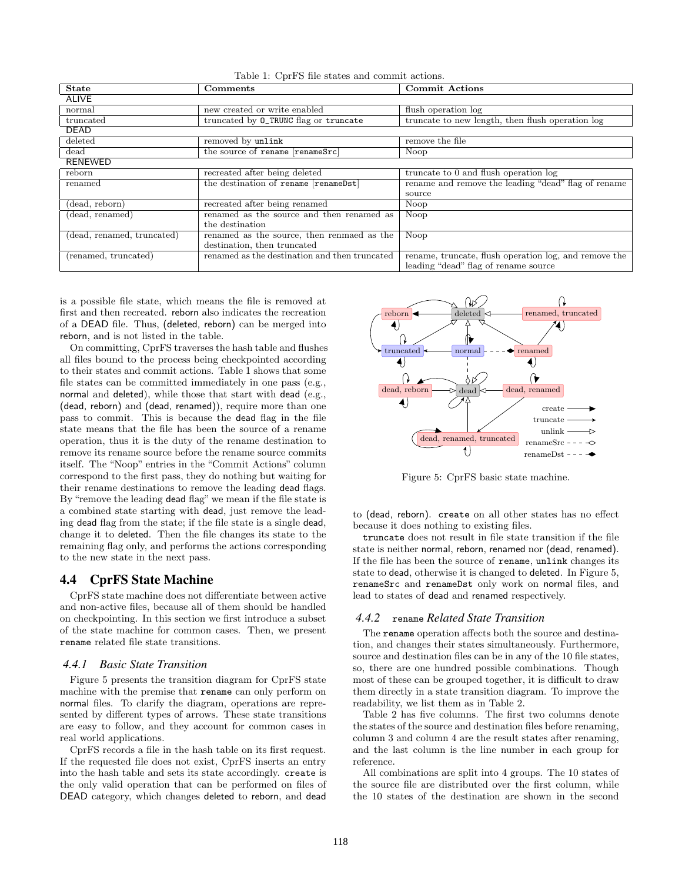Table 1: CprFS file states and commit actions.

| State | Comments | Commit Actions |
|---|---|---|
| ALIVE | | |
| normal | new created or write enabled | flush operation log |
| truncated | truncated by `O_TRUNC` flag or `truncate` | truncate to new length, then flush operation log |
| DEAD | | |
| deleted | removed by `unlink` | remove the file |
| dead | the source of `rename` [`renameSrc`] | Noop |
| RENEWED | | |
| reborn | recreated after being deleted | truncate to 0 and flush operation log |
| renamed | the destination of `rename` [`renameDst`] | rename and remove the leading "dead" flag of rename source |
| (dead, reborn) | recreated after being renamed | Noop |
| (dead, renamed) | renamed as the source and then renamed as the destination | Noop |
| (dead, renamed, truncated) | renamed as the source, then renmaed as the destination, then truncated | Noop |
| (renamed, truncated) | renamed as the destination and then truncated | rename, truncate, flush operation log, and remove the leading "dead" flag of rename source |

is a possible file state, which means the file is removed at first and then recreated. reborn also indicates the recreation of a DEAD file. Thus, (deleted, reborn) can be merged into reborn, and is not listed in the table.

On committing, CprFS traverses the hash table and flushes all files bound to the process being checkpointed according to their states and commit actions. Table 1 shows that some file states can be committed immediately in one pass (e.g., normal and deleted), while those that start with dead (e.g., (dead, reborn) and (dead, renamed)), require more than one pass to commit. This is because the dead flag in the file state means that the file has been the source of a rename operation, thus it is the duty of the rename destination to remove its rename source before the rename source commits itself. The "Noop" entries in the "Commit Actions" column correspond to the first pass, they do nothing but waiting for their rename destinations to remove the leading dead flags. By "remove the leading dead flag" we mean if the file state is a combined state starting with dead, just remove the leading dead flag from the state; if the file state is a single dead, change it to deleted. Then the file changes its state to the remaining flag only, and performs the actions corresponding to the new state in the next pass.

## 4.4 CprFS State Machine

CprFS state machine does not differentiate between active and non-active files, because all of them should be handled on checkpointing. In this section we first introduce a subset of the state machine for common cases. Then, we present `rename` related file state transitions.

### *4.4.1 Basic State Transition*

Figure 5 presents the transition diagram for CprFS state machine with the premise that `rename` can only perform on normal files. To clarify the diagram, operations are represented by different types of arrows. These state transitions are easy to follow, and they account for common cases in real world applications.

CprFS records a file in the hash table on its first request. If the requested file does not exist, CprFS inserts an entry into the hash table and sets its state accordingly. `create` is the only valid operation that can be performed on files of DEAD category, which changes deleted to reborn, and dead to (dead, reborn). `create` on all other states has no effect because it does nothing to existing files.

Figure 5: CprFS basic state machine.

`truncate` does not result in file state transition if the file state is neither normal, reborn, renamed nor (dead, renamed). If the file has been the source of `rename`, `unlink` changes its state to dead, otherwise it is changed to deleted. In Figure 5, `renameSrc` and `renameDst` only work on normal files, and lead to states of dead and renamed respectively.

### *4.4.2* `rename` *Related State Transition*

The `rename` operation affects both the source and destination, and changes their states simultaneously. Furthermore, source and destination files can be in any of the 10 file states, so, there are one hundred possible combinations. Though most of these can be grouped together, it is difficult to draw them directly in a state transition diagram. To improve the readability, we list them as in Table 2.

Table 2 has five columns. The first two columns denote the states of the source and destination files before renaming, column 3 and column 4 are the result states after renaming, and the last column is the line number in each group for reference.

All combinations are split into 4 groups. The 10 states of the source file are distributed over the first column, while the 10 states of the destination are shown in the second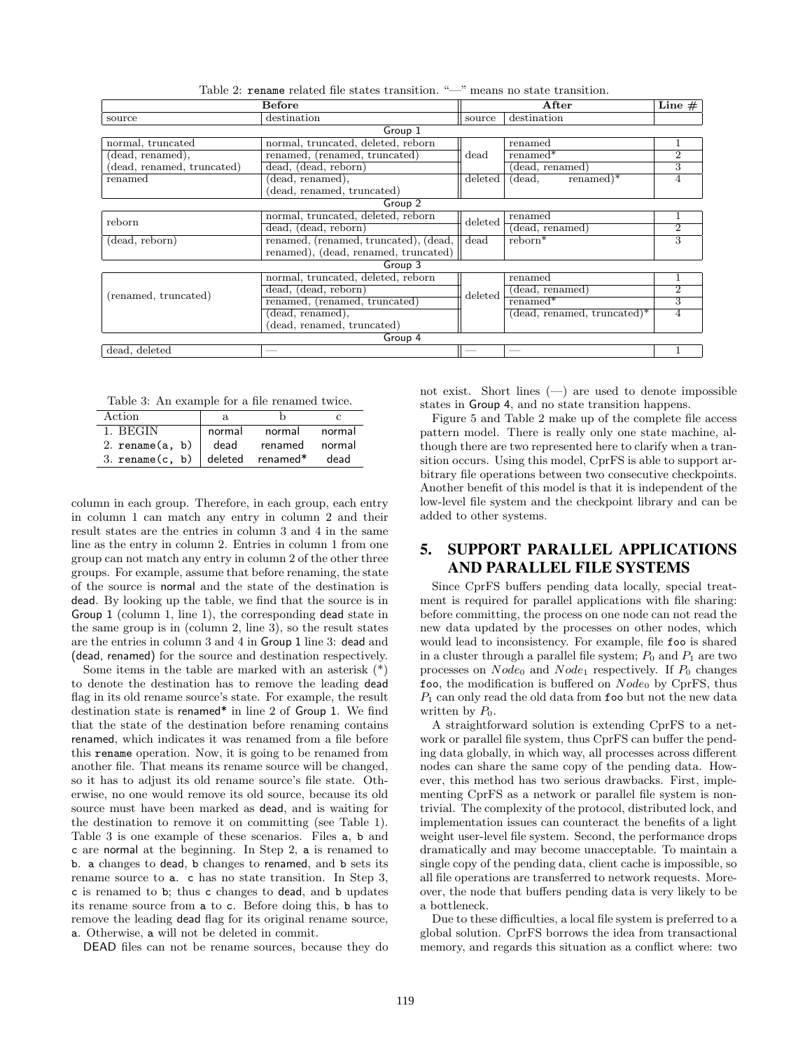Table 2: `rename` related file states transition. "—" means no state transition.

| Before | | After | | Line # |
|---|---|---|---|---|
| source | destination | source | destination | |
| **Group 1** | | | | |
| normal, truncated | normal, truncated, deleted, reborn | dead | renamed | 1 |
| (dead, renamed), | renamed, (renamed, truncated) | | renamed* | 2 |
| (dead, renamed, truncated) | dead, (dead, reborn) | | (dead, renamed) | 3 |
| renamed | (dead, renamed), (dead, renamed, truncated) | deleted | (dead, renamed)* | 4 |
| **Group 2** | | | | |
| reborn | normal, truncated, deleted, reborn | deleted | renamed | 1 |
| | dead, (dead, reborn) | | (dead, renamed) | 2 |
| (dead, reborn) | renamed, (renamed, truncated), (dead, renamed), (dead, renamed, truncated) | dead | reborn* | 3 |
| **Group 3** | | | | |
| (renamed, truncated) | normal, truncated, deleted, reborn | deleted | renamed | 1 |
| | dead, (dead, reborn) | | (dead, renamed) | 2 |
| | renamed, (renamed, truncated) | | renamed* | 3 |
| | (dead, renamed), (dead, renamed, truncated) | | (dead, renamed, truncated)* | 4 |
| **Group 4** | | | | |
| dead, deleted | — | — | — | 1 |

Table 3: An example for a file renamed twice.

| Action | a | b | c |
|---|---|---|---|
| 1. BEGIN | normal | normal | normal |
| 2. `rename(a, b)` | dead | renamed | normal |
| 3. `rename(c, b)` | deleted | renamed* | dead |

column in each group. Therefore, in each group, each entry in column 1 can match any entry in column 2 and their result states are the entries in column 3 and 4 in the same line as the entry in column 2. Entries in column 1 from one group can not match any entry in column 2 of the other three groups. For example, assume that before renaming, the state of the source is normal and the state of the destination is dead. By looking up the table, we find that the source is in Group 1 (column 1, line 1), the corresponding dead state in the same group is in (column 2, line 3), so the result states are the entries in column 3 and 4 in Group 1 line 3: dead and (dead, renamed) for the source and destination respectively.

Some items in the table are marked with an asterisk (*) to denote the destination has to remove the leading dead flag in its old rename source's state. For example, the result destination state is renamed* in line 2 of Group 1. We find that the state of the destination before renaming contains renamed, which indicates it was renamed from a file before this `rename` operation. Now, it is going to be renamed from another file. That means its rename source will be changed, so it has to adjust its old rename source's file state. Otherwise, no one would remove its old source, because its old source must have been marked as dead, and is waiting for the destination to remove it on committing (see Table 1). Table 3 is one example of these scenarios. Files `a`, `b` and `c` are normal at the beginning. In Step 2, `a` is renamed to `b`. `a` changes to dead, `b` changes to renamed, and `b` sets its rename source to `a`. `c` has no state transition. In Step 3, `c` is renamed to `b`; thus `c` changes to dead, and `b` updates its rename source from `a` to `c`. Before doing this, `b` has to remove the leading dead flag for its original rename source, `a`. Otherwise, `a` will not be deleted in commit.

DEAD files can not be rename sources, because they do not exist. Short lines (—) are used to denote impossible states in Group 4, and no state transition happens.

Figure 5 and Table 2 make up of the complete file access pattern model. There is really only one state machine, although there are two represented here to clarify when a transition occurs. Using this model, CprFS is able to support arbitrary file operations between two consecutive checkpoints. Another benefit of this model is that it is independent of the low-level file system and the checkpoint library and can be added to other systems.

## 5. SUPPORT PARALLEL APPLICATIONS AND PARALLEL FILE SYSTEMS

Since CprFS buffers pending data locally, special treatment is required for parallel applications with file sharing: before committing, the process on one node can not read the new data updated by the processes on other nodes, which would lead to inconsistency. For example, file `foo` is shared in a cluster through a parallel file system; $P_0$ and $P_1$ are two processes on $Node_0$ and $Node_1$ respectively. If $P_0$ changes `foo`, the modification is buffered on $Node_0$ by CprFS, thus $P_1$ can only read the old data from `foo` but not the new data written by $P_0$.

A straightforward solution is extending CprFS to a network or parallel file system, thus CprFS can buffer the pending data globally, in which way, all processes across different nodes can share the same copy of the pending data. However, this method has two serious drawbacks. First, implementing CprFS as a network or parallel file system is nontrivial. The complexity of the protocol, distributed lock, and implementation issues can counteract the benefits of a light weight user-level file system. Second, the performance drops dramatically and may become unacceptable. To maintain a single copy of the pending data, client cache is impossible, so all file operations are transferred to network requests. Moreover, the node that buffers pending data is very likely to be a bottleneck.

Due to these difficulties, a local file system is preferred to a global solution. CprFS borrows the idea from transactional memory, and regards this situation as a conflict where: two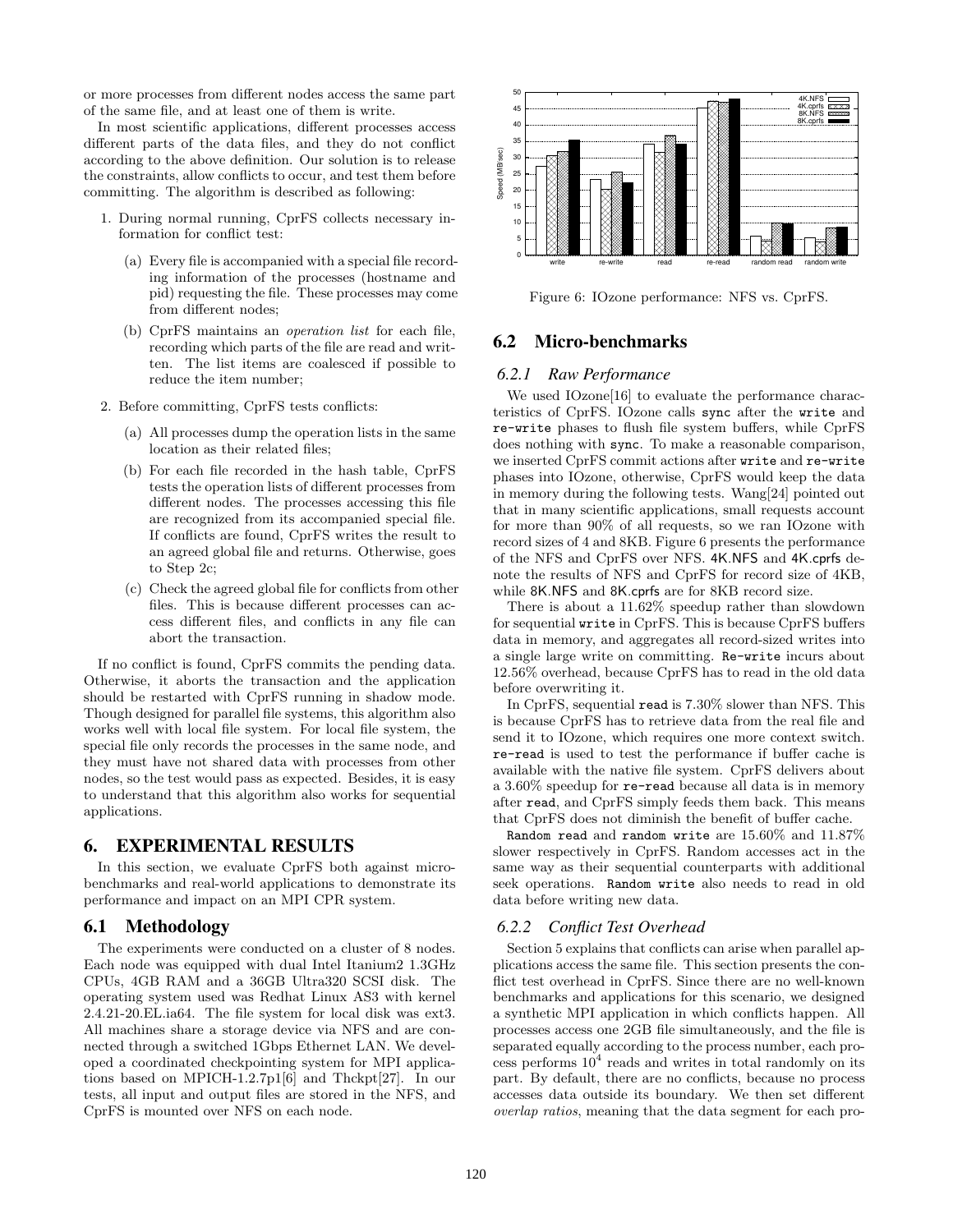or more processes from different nodes access the same part of the same file, and at least one of them is write.

In most scientific applications, different processes access different parts of the data files, and they do not conflict according to the above definition. Our solution is to release the constraints, allow conflicts to occur, and test them before committing. The algorithm is described as following:

1. During normal running, CprFS collects necessary information for conflict test:
   (a) Every file is accompanied with a special file recording information of the processes (hostname and pid) requesting the file. These processes may come from different nodes;
   (b) CprFS maintains an *operation list* for each file, recording which parts of the file are read and written. The list items are coalesced if possible to reduce the item number;
2. Before committing, CprFS tests conflicts:
   (a) All processes dump the operation lists in the same location as their related files;
   (b) For each file recorded in the hash table, CprFS tests the operation lists of different processes from different nodes. The processes accessing this file are recognized from its accompanied special file. If conflicts are found, CprFS writes the result to an agreed global file and returns. Otherwise, goes to Step 2c;
   (c) Check the agreed global file for conflicts from other files. This is because different processes can access different files, and conflicts in any file can abort the transaction.

If no conflict is found, CprFS commits the pending data. Otherwise, it aborts the transaction and the application should be restarted with CprFS running in shadow mode. Though designed for parallel file systems, this algorithm also works well with local file system. For local file system, the special file only records the processes in the same node, and they must have not shared data with processes from other nodes, so the test would pass as expected. Besides, it is easy to understand that this algorithm also works for sequential applications.

# 6. EXPERIMENTAL RESULTS

In this section, we evaluate CprFS both against micro-benchmarks and real-world applications to demonstrate its performance and impact on an MPI CPR system.

## 6.1 Methodology

The experiments were conducted on a cluster of 8 nodes. Each node was equipped with dual Intel Itanium2 1.3GHz CPUs, 4GB RAM and a 36GB Ultra320 SCSI disk. The operating system used was Redhat Linux AS3 with kernel 2.4.21-20.EL.ia64. The file system for local disk was ext3. All machines share a storage device via NFS and are connected through a switched 1Gbps Ethernet LAN. We developed a coordinated checkpointing system for MPI applications based on MPICH-1.2.7p1[6] and Thckpt[27]. In our tests, all input and output files are stored in the NFS, and CprFS is mounted over NFS on each node.

Figure 6: IOzone performance: NFS vs. CprFS.

## 6.2 Micro-benchmarks

### 6.2.1 Raw Performance

We used IOzone[16] to evaluate the performance characteristics of CprFS. IOzone calls `sync` after the `write` and `re-write` phases to flush file system buffers, while CprFS does nothing with `sync`. To make a reasonable comparison, we inserted CprFS commit actions after `write` and `re-write` phases into IOzone, otherwise, CprFS would keep the data in memory during the following tests. Wang[24] pointed out that in many scientific applications, small requests account for more than 90% of all requests, so we ran IOzone with record sizes of 4 and 8KB. Figure 6 presents the performance of the NFS and CprFS over NFS. 4K.NFS and 4K.cprfs denote the results of NFS and CprFS for record size of 4KB, while 8K.NFS and 8K.cprfs are for 8KB record size.

There is about a 11.62% speedup rather than slowdown for sequential `write` in CprFS. This is because CprFS buffers data in memory, and aggregates all record-sized writes into a single large write on committing. `Re-write` incurs about 12.56% overhead, because CprFS has to read in the old data before overwriting it.

In CprFS, sequential `read` is 7.30% slower than NFS. This is because CprFS has to retrieve data from the real file and send it to IOzone, which requires one more context switch. `re-read` is used to test the performance if buffer cache is available with the native file system. CprFS delivers about a 3.60% speedup for `re-read` because all data is in memory after `read`, and CprFS simply feeds them back. This means that CprFS does not diminish the benefit of buffer cache.

`Random read` and `random write` are 15.60% and 11.87% slower respectively in CprFS. Random accesses act in the same way as their sequential counterparts with additional seek operations. `Random write` also needs to read in old data before writing new data.

### 6.2.2 Conflict Test Overhead

Section 5 explains that conflicts can arise when parallel applications access the same file. This section presents the conflict test overhead in CprFS. Since there are no well-known benchmarks and applications for this scenario, we designed a synthetic MPI application in which conflicts happen. All processes access one 2GB file simultaneously, and the file is separated equally according to the process number, each process performs $10^4$ reads and writes in total randomly on its part. By default, there are no conflicts, because no process accesses data outside its boundary. We then set different *overlap ratios*, meaning that the data segment for each pro-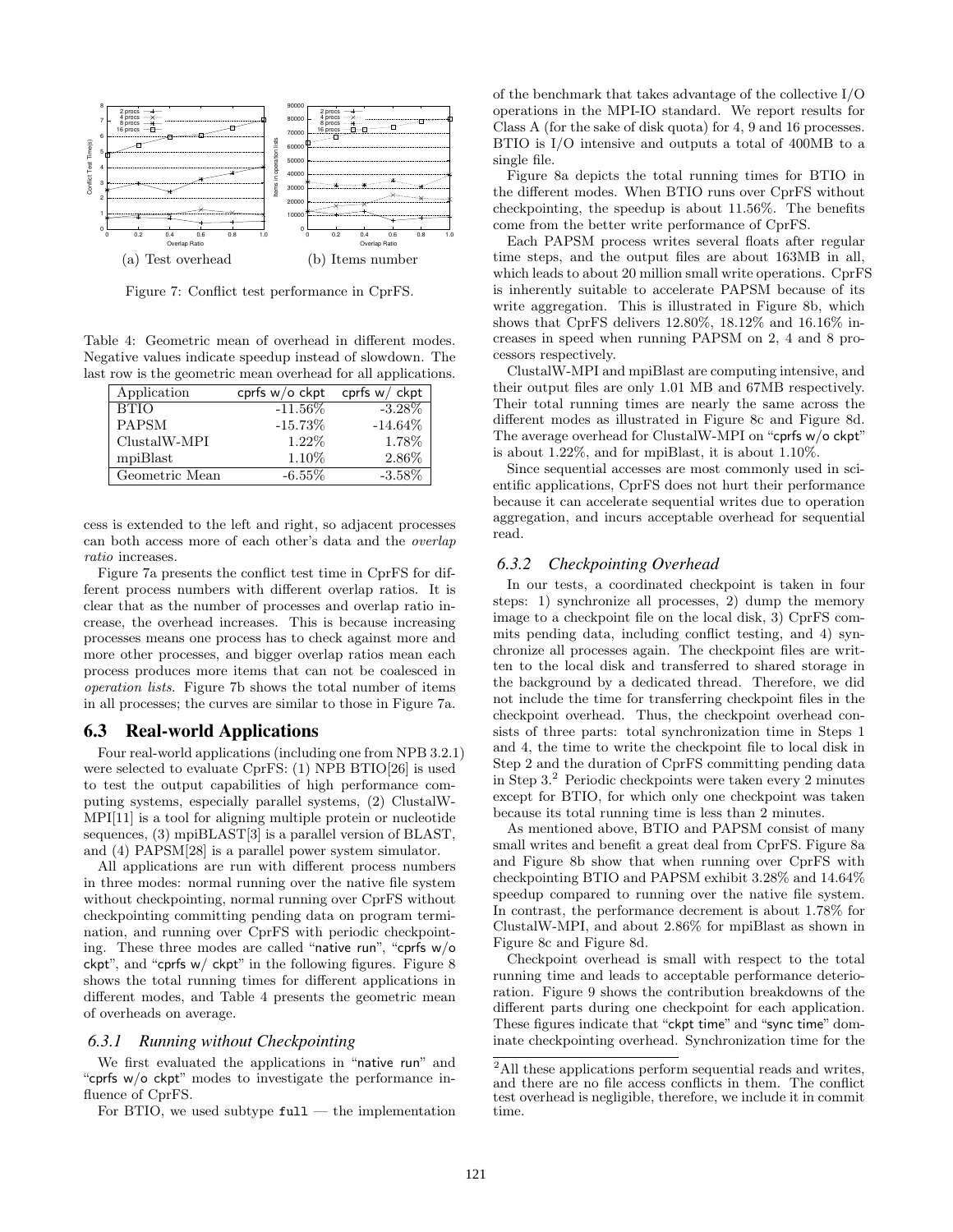(a) Test overhead (b) Items number

Figure 7: Conflict test performance in CprFS.

Table 4: Geometric mean of overhead in different modes. Negative values indicate speedup instead of slowdown. The last row is the geometric mean overhead for all applications.

| Application | cprfs w/o ckpt | cprfs w/ ckpt |
|---|---|---|
| BTIO | -11.56% | -3.28% |
| PAPSM | -15.73% | -14.64% |
| ClustalW-MPI | 1.22% | 1.78% |
| mpiBlast | 1.10% | 2.86% |
| Geometric Mean | -6.55% | -3.58% |

cess is extended to the left and right, so adjacent processes can both access more of each other's data and the *overlap ratio* increases.

Figure 7a presents the conflict test time in CprFS for different process numbers with different overlap ratios. It is clear that as the number of processes and overlap ratio increase, the overhead increases. This is because increasing processes means one process has to check against more and more other processes, and bigger overlap ratios mean each process produces more items that can not be coalesced in *operation lists*. Figure 7b shows the total number of items in all processes; the curves are similar to those in Figure 7a.

## 6.3 Real-world Applications

Four real-world applications (including one from NPB 3.2.1) were selected to evaluate CprFS: (1) NPB BTIO[26] is used to test the output capabilities of high performance computing systems, especially parallel systems, (2) ClustalW-MPI[11] is a tool for aligning multiple protein or nucleotide sequences, (3) mpiBLAST[3] is a parallel version of BLAST, and (4) PAPSM[28] is a parallel power system simulator.

All applications are run with different process numbers in three modes: normal running over the native file system without checkpointing, normal running over CprFS without checkpointing committing pending data on program termination, and running over CprFS with periodic checkpointing. These three modes are called "native run", "cprfs w/o ckpt", and "cprfs w/ ckpt" in the following figures. Figure 8 shows the total running times for different applications in different modes, and Table 4 presents the geometric mean of overheads on average.

### 6.3.1 Running without Checkpointing

We first evaluated the applications in "native run" and "cprfs w/o ckpt" modes to investigate the performance influence of CprFS.

For BTIO, we used subtype `full` — the implementation of the benchmark that takes advantage of the collective I/O operations in the MPI-IO standard. We report results for Class A (for the sake of disk quota) for 4, 9 and 16 processes. BTIO is I/O intensive and outputs a total of 400MB to a single file.

Figure 8a depicts the total running times for BTIO in the different modes. When BTIO runs over CprFS without checkpointing, the speedup is about 11.56%. The benefits come from the better write performance of CprFS.

Each PAPSM process writes several floats after regular time steps, and the output files are about 163MB in all, which leads to about 20 million small write operations. CprFS is inherently suitable to accelerate PAPSM because of its write aggregation. This is illustrated in Figure 8b, which shows that CprFS delivers 12.80%, 18.12% and 16.16% increases in speed when running PAPSM on 2, 4 and 8 processors respectively.

ClustalW-MPI and mpiBlast are computing intensive, and their output files are only 1.01 MB and 67MB respectively. Their total running times are nearly the same across the different modes as illustrated in Figure 8c and Figure 8d. The average overhead for ClustalW-MPI on "cprfs w/o ckpt" is about 1.22%, and for mpiBlast, it is about 1.10%.

Since sequential accesses are most commonly used in scientific applications, CprFS does not hurt their performance because it can accelerate sequential writes due to operation aggregation, and incurs acceptable overhead for sequential read.

### 6.3.2 Checkpointing Overhead

In our tests, a coordinated checkpoint is taken in four steps: 1) synchronize all processes, 2) dump the memory image to a checkpoint file on the local disk, 3) CprFS commits pending data, including conflict testing, and 4) synchronize all processes again. The checkpoint files are written to the local disk and transferred to shared storage in the background by a dedicated thread. Therefore, we did not include the time for transferring checkpoint files in the checkpoint overhead. Thus, the checkpoint overhead consists of three parts: total synchronization time in Steps 1 and 4, the time to write the checkpoint file to local disk in Step 2 and the duration of CprFS committing pending data in Step 3.[2] Periodic checkpoints were taken every 2 minutes except for BTIO, for which only one checkpoint was taken because its total running time is less than 2 minutes.

As mentioned above, BTIO and PAPSM consist of many small writes and benefit a great deal from CprFS. Figure 8a and Figure 8b show that when running over CprFS with checkpointing BTIO and PAPSM exhibit 3.28% and 14.64% speedup compared to running over the native file system. In contrast, the performance decrement is about 1.78% for ClustalW-MPI, and about 2.86% for mpiBlast as shown in Figure 8c and Figure 8d.

Checkpoint overhead is small with respect to the total running time and leads to acceptable performance deterioration. Figure 9 shows the contribution breakdowns of the different parts during one checkpoint for each application. These figures indicate that "ckpt time" and "sync time" dominate checkpointing overhead. Synchronization time for the

[2] All these applications perform sequential reads and writes, and there are no file access conflicts in them. The conflict test overhead is negligible, therefore, we include it in commit time.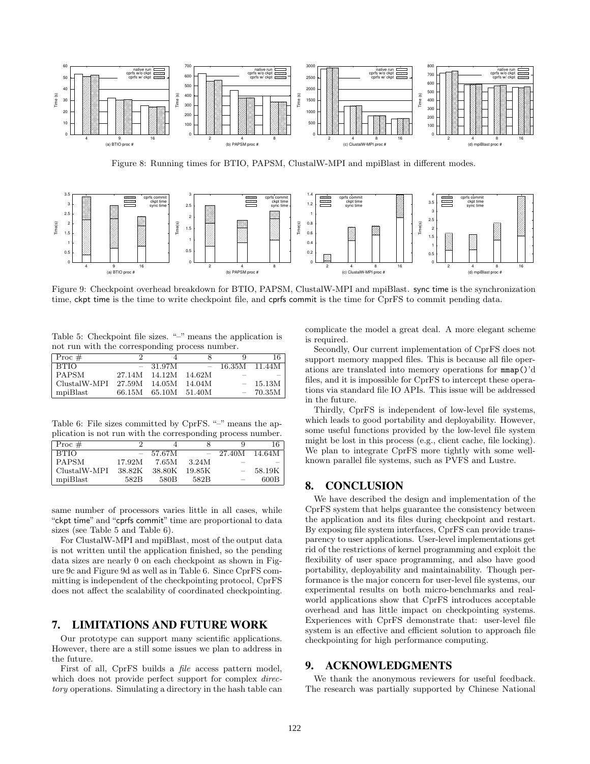Figure 8: Running times for BTIO, PAPSM, ClustalW-MPI and mpiBlast in different modes.

Figure 9: Checkpoint overhead breakdown for BTIO, PAPSM, ClustalW-MPI and mpiBlast. sync time is the synchronization time, ckpt time is the time to write checkpoint file, and cprfs commit is the time for CprFS to commit pending data.

Table 5: Checkpoint file sizes. "–" means the application is not run with the corresponding process number.

| Proc # | 2 | 4 | 8 | 9 | 16 |
|---|---|---|---|---|---|
| BTIO | – | 31.97M | – | 16.35M | 11.44M |
| PAPSM | 27.14M | 14.12M | 14.62M | – | – |
| ClustalW-MPI | 27.59M | 14.05M | 14.04M | – | 15.13M |
| mpiBlast | 66.15M | 65.10M | 51.40M | – | 70.35M |

Table 6: File sizes committed by CprFS. "–" means the application is not run with the corresponding process number.

| Proc # | 2 | 4 | 8 | 9 | 16 |
|---|---|---|---|---|---|
| BTIO | – | 57.67M | – | 27.40M | 14.64M |
| PAPSM | 17.92M | 7.65M | 3.24M | – | – |
| ClustalW-MPI | 38.82K | 38.80K | 19.85K | – | 58.19K |
| mpiBlast | 582B | 580B | 582B | – | 600B |

same number of processors varies little in all cases, while "ckpt time" and "cprfs commit" time are proportional to data sizes (see Table 5 and Table 6).

For ClustalW-MPI and mpiBlast, most of the output data is not written until the application finished, so the pending data sizes are nearly 0 on each checkpoint as shown in Figure 9c and Figure 9d as well as in Table 6. Since CprFS committing is independent of the checkpointing protocol, CprFS does not affect the scalability of coordinated checkpointing.

## 7. LIMITATIONS AND FUTURE WORK

Our prototype can support many scientific applications. However, there are a still some issues we plan to address in the future.

First of all, CprFS builds a *file* access pattern model, which does not provide perfect support for complex *directory* operations. Simulating a directory in the hash table can complicate the model a great deal. A more elegant scheme is required.

Secondly, Our current implementation of CprFS does not support memory mapped files. This is because all file operations are translated into memory operations for `mmap()`'d files, and it is impossible for CprFS to intercept these operations via standard file IO APIs. This issue will be addressed in the future.

Thirdly, CprFS is independent of low-level file systems, which leads to good portability and deployability. However, some useful functions provided by the low-level file system might be lost in this process (e.g., client cache, file locking). We plan to integrate CprFS more tightly with some well-known parallel file systems, such as PVFS and Lustre.

## 8. CONCLUSION

We have described the design and implementation of the CprFS system that helps guarantee the consistency between the application and its files during checkpoint and restart. By exposing file system interfaces, CprFS can provide transparency to user applications. User-level implementations get rid of the restrictions of kernel programming and exploit the flexibility of user space programming, and also have good portability, deployability and maintainability. Though performance is the major concern for user-level file systems, our experimental results on both micro-benchmarks and real-world applications show that CprFS introduces acceptable overhead and has little impact on checkpointing systems. Experiences with CprFS demonstrate that: user-level file system is an effective and efficient solution to approach file checkpointing for high performance computing.

## 9. ACKNOWLEDGMENTS

We thank the anonymous reviewers for useful feedback. The research was partially supported by Chinese National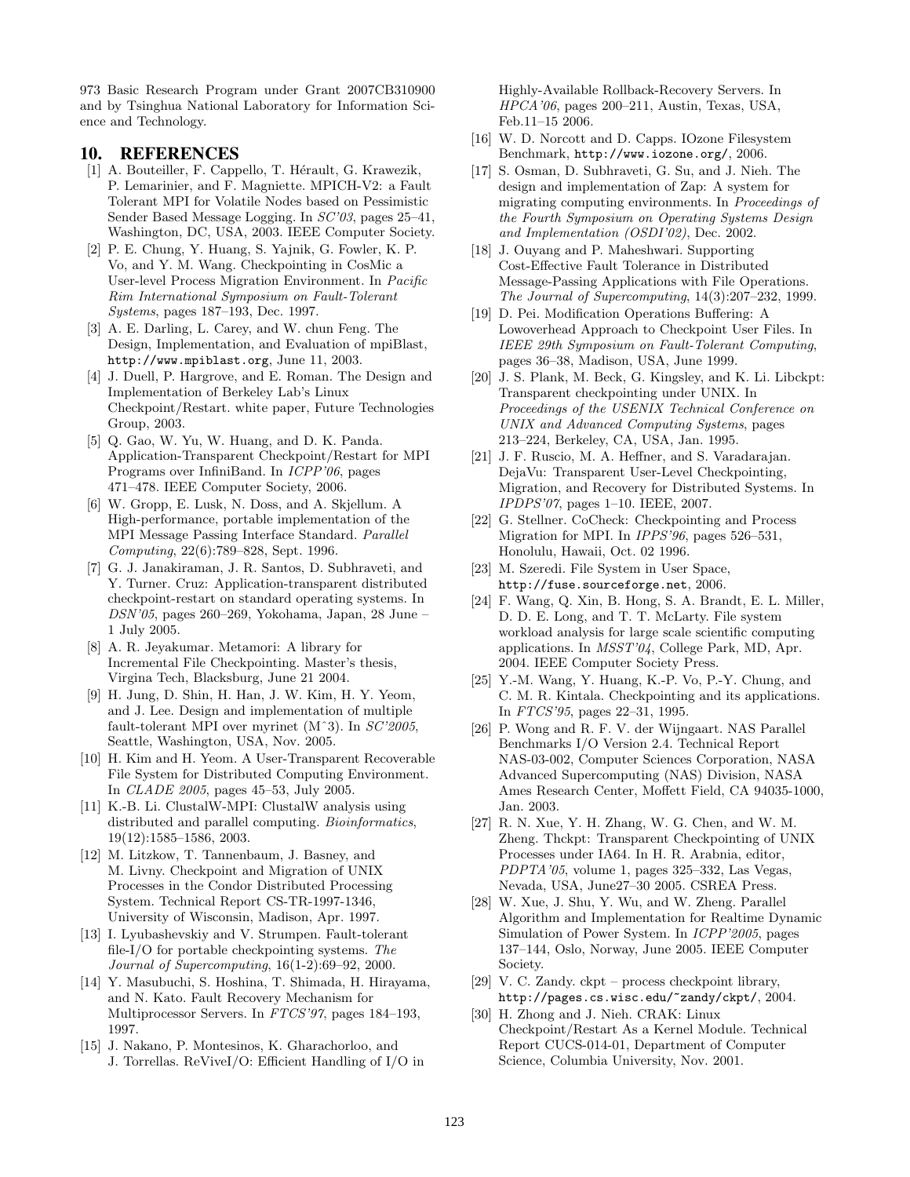973 Basic Research Program under Grant 2007CB310900 and by Tsinghua National Laboratory for Information Science and Technology.

## 10. REFERENCES

[1] A. Bouteiller, F. Cappello, T. Hérault, G. Krawezik, P. Lemarinier, and F. Magniette. MPICH-V2: a Fault Tolerant MPI for Volatile Nodes based on Pessimistic Sender Based Message Logging. In *SC'03*, pages 25–41, Washington, DC, USA, 2003. IEEE Computer Society.

[2] P. E. Chung, Y. Huang, S. Yajnik, G. Fowler, K. P. Vo, and Y. M. Wang. Checkpointing in CosMic a User-level Process Migration Environment. In *Pacific Rim International Symposium on Fault-Tolerant Systems*, pages 187–193, Dec. 1997.

[3] A. E. Darling, L. Carey, and W. chun Feng. The Design, Implementation, and Evaluation of mpiBlast, http://www.mpiblast.org, June 11, 2003.

[4] J. Duell, P. Hargrove, and E. Roman. The Design and Implementation of Berkeley Lab's Linux Checkpoint/Restart. white paper, Future Technologies Group, 2003.

[5] Q. Gao, W. Yu, W. Huang, and D. K. Panda. Application-Transparent Checkpoint/Restart for MPI Programs over InfiniBand. In *ICPP'06*, pages 471–478. IEEE Computer Society, 2006.

[6] W. Gropp, E. Lusk, N. Doss, and A. Skjellum. A High-performance, portable implementation of the MPI Message Passing Interface Standard. *Parallel Computing*, 22(6):789–828, Sept. 1996.

[7] G. J. Janakiraman, J. R. Santos, D. Subhraveti, and Y. Turner. Cruz: Application-transparent distributed checkpoint-restart on standard operating systems. In *DSN'05*, pages 260–269, Yokohama, Japan, 28 June – 1 July 2005.

[8] A. R. Jeyakumar. Metamori: A library for Incremental File Checkpointing. Master's thesis, Virgina Tech, Blacksburg, June 21 2004.

[9] H. Jung, D. Shin, H. Han, J. W. Kim, H. Y. Yeom, and J. Lee. Design and implementation of multiple fault-tolerant MPI over myrinet (M^3). In *SC'2005*, Seattle, Washington, USA, Nov. 2005.

[10] H. Kim and H. Yeom. A User-Transparent Recoverable File System for Distributed Computing Environment. In *CLADE 2005*, pages 45–53, July 2005.

[11] K.-B. Li. ClustalW-MPI: ClustalW analysis using distributed and parallel computing. *Bioinformatics*, 19(12):1585–1586, 2003.

[12] M. Litzkow, T. Tannenbaum, J. Basney, and M. Livny. Checkpoint and Migration of UNIX Processes in the Condor Distributed Processing System. Technical Report CS-TR-1997-1346, University of Wisconsin, Madison, Apr. 1997.

[13] I. Lyubashevskiy and V. Strumpen. Fault-tolerant file-I/O for portable checkpointing systems. *The Journal of Supercomputing*, 16(1-2):69–92, 2000.

[14] Y. Masubuchi, S. Hoshina, T. Shimada, H. Hirayama, and N. Kato. Fault Recovery Mechanism for Multiprocessor Servers. In *FTCS'97*, pages 184–193, 1997.

[15] J. Nakano, P. Montesinos, K. Gharachorloo, and J. Torrellas. ReViveI/O: Efficient Handling of I/O in Highly-Available Rollback-Recovery Servers. In *HPCA'06*, pages 200–211, Austin, Texas, USA, Feb.11–15 2006.

[16] W. D. Norcott and D. Capps. IOzone Filesystem Benchmark, http://www.iozone.org/, 2006.

[17] S. Osman, D. Subhraveti, G. Su, and J. Nieh. The design and implementation of Zap: A system for migrating computing environments. In *Proceedings of the Fourth Symposium on Operating Systems Design and Implementation (OSDI'02)*, Dec. 2002.

[18] J. Ouyang and P. Maheshwari. Supporting Cost-Effective Fault Tolerance in Distributed Message-Passing Applications with File Operations. *The Journal of Supercomputing*, 14(3):207–232, 1999.

[19] D. Pei. Modification Operations Buffering: A Lowoverhead Approach to Checkpoint User Files. In *IEEE 29th Symposium on Fault-Tolerant Computing*, pages 36–38, Madison, USA, June 1999.

[20] J. S. Plank, M. Beck, G. Kingsley, and K. Li. Libckpt: Transparent checkpointing under UNIX. In *Proceedings of the USENIX Technical Conference on UNIX and Advanced Computing Systems*, pages 213–224, Berkeley, CA, USA, Jan. 1995.

[21] J. F. Ruscio, M. A. Heffner, and S. Varadarajan. DejaVu: Transparent User-Level Checkpointing, Migration, and Recovery for Distributed Systems. In *IPDPS'07*, pages 1–10. IEEE, 2007.

[22] G. Stellner. CoCheck: Checkpointing and Process Migration for MPI. In *IPPS'96*, pages 526–531, Honolulu, Hawaii, Oct. 02 1996.

[23] M. Szeredi. File System in User Space, http://fuse.sourceforge.net, 2006.

[24] F. Wang, Q. Xin, B. Hong, S. A. Brandt, E. L. Miller, D. D. E. Long, and T. T. McLarty. File system workload analysis for large scale scientific computing applications. In *MSST'04*, College Park, MD, Apr. 2004. IEEE Computer Society Press.

[25] Y.-M. Wang, Y. Huang, K.-P. Vo, P.-Y. Chung, and C. M. R. Kintala. Checkpointing and its applications. In *FTCS'95*, pages 22–31, 1995.

[26] P. Wong and R. F. V. der Wijngaart. NAS Parallel Benchmarks I/O Version 2.4. Technical Report NAS-03-002, Computer Sciences Corporation, NASA Advanced Supercomputing (NAS) Division, NASA Ames Research Center, Moffett Field, CA 94035-1000, Jan. 2003.

[27] R. N. Xue, Y. H. Zhang, W. G. Chen, and W. M. Zheng. Thckpt: Transparent Checkpointing of UNIX Processes under IA64. In H. R. Arabnia, editor, *PDPTA'05*, volume 1, pages 325–332, Las Vegas, Nevada, USA, June27–30 2005. CSREA Press.

[28] W. Xue, J. Shu, Y. Wu, and W. Zheng. Parallel Algorithm and Implementation for Realtime Dynamic Simulation of Power System. In *ICPP'2005*, pages 137–144, Oslo, Norway, June 2005. IEEE Computer Society.

[29] V. C. Zandy. ckpt – process checkpoint library, http://pages.cs.wisc.edu/~zandy/ckpt/, 2004.

[30] H. Zhong and J. Nieh. CRAK: Linux Checkpoint/Restart As a Kernel Module. Technical Report CUCS-014-01, Department of Computer Science, Columbia University, Nov. 2001.